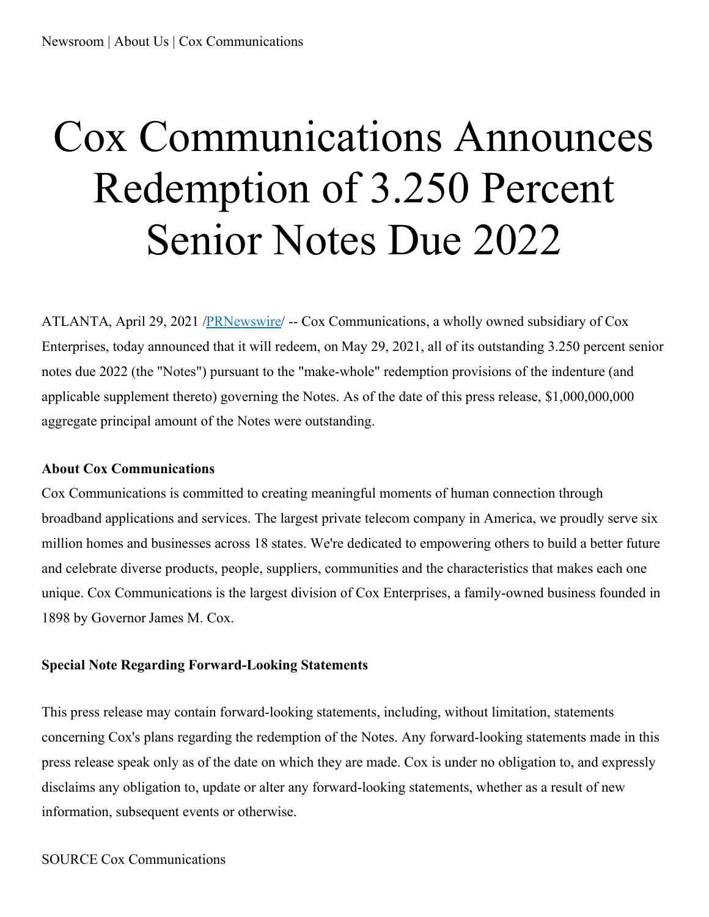Newsroom | About Us | Cox Communications

# Cox Communications Announces Redemption of 3.250 Percent Senior Notes Due 2022

ATLANTA, April 29, 2021 /PRNewswire/ -- Cox Communications, a wholly owned subsidiary of Cox Enterprises, today announced that it will redeem, on May 29, 2021, all of its outstanding 3.250 percent senior notes due 2022 (the "Notes") pursuant to the "make-whole" redemption provisions of the indenture (and applicable supplement thereto) governing the Notes. As of the date of this press release, $1,000,000,000 aggregate principal amount of the Notes were outstanding.

**About Cox Communications**

Cox Communications is committed to creating meaningful moments of human connection through broadband applications and services. The largest private telecom company in America, we proudly serve six million homes and businesses across 18 states. We're dedicated to empowering others to build a better future and celebrate diverse products, people, suppliers, communities and the characteristics that makes each one unique. Cox Communications is the largest division of Cox Enterprises, a family-owned business founded in 1898 by Governor James M. Cox.

**Special Note Regarding Forward-Looking Statements**

This press release may contain forward-looking statements, including, without limitation, statements concerning Cox's plans regarding the redemption of the Notes. Any forward-looking statements made in this press release speak only as of the date on which they are made. Cox is under no obligation to, and expressly disclaims any obligation to, update or alter any forward-looking statements, whether as a result of new information, subsequent events or otherwise.

SOURCE Cox Communications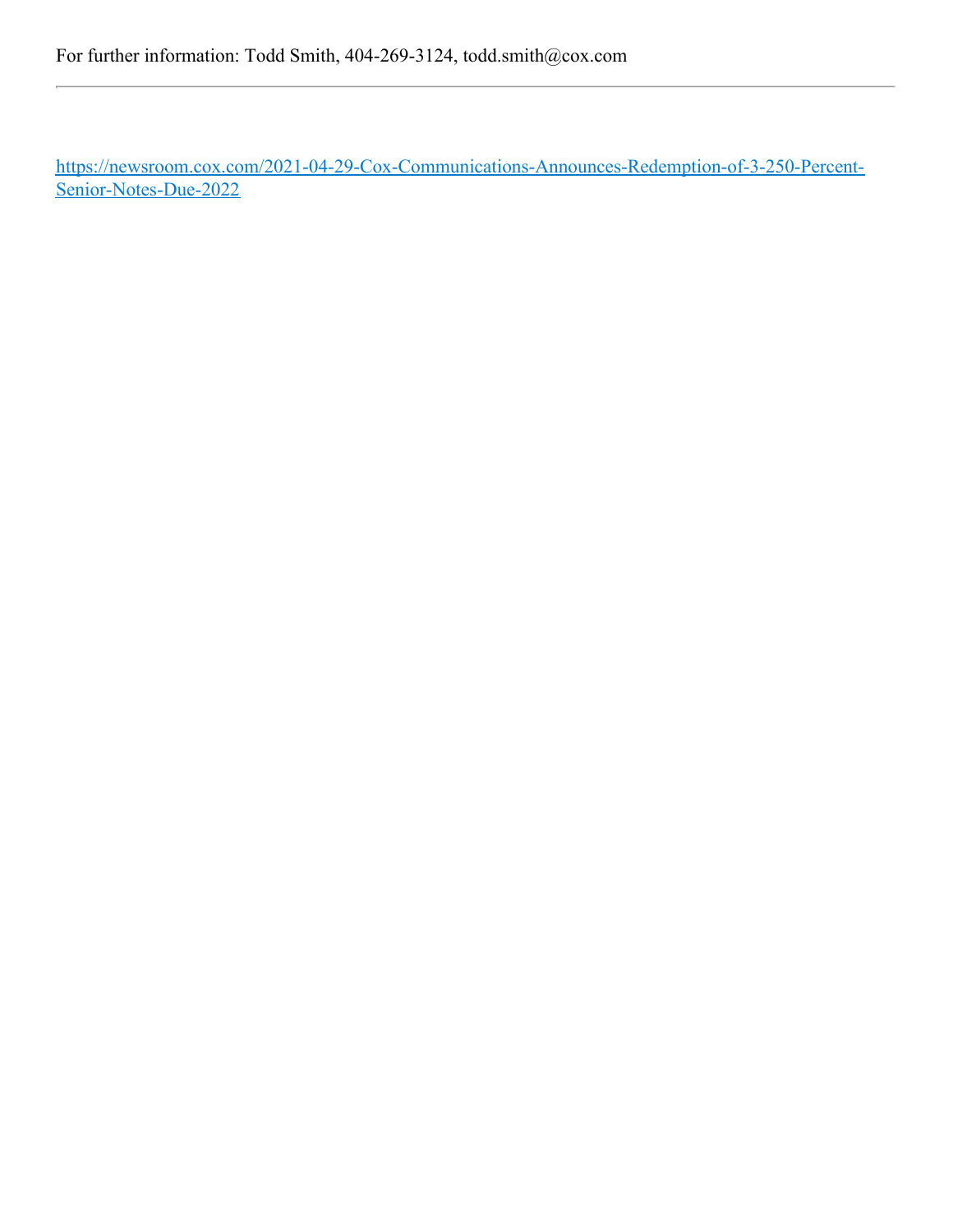For further information: Todd Smith, 404-269-3124, todd.smith@cox.com

---

https://newsroom.cox.com/2021-04-29-Cox-Communications-Announces-Redemption-of-3-250-Percent-Senior-Notes-Due-2022